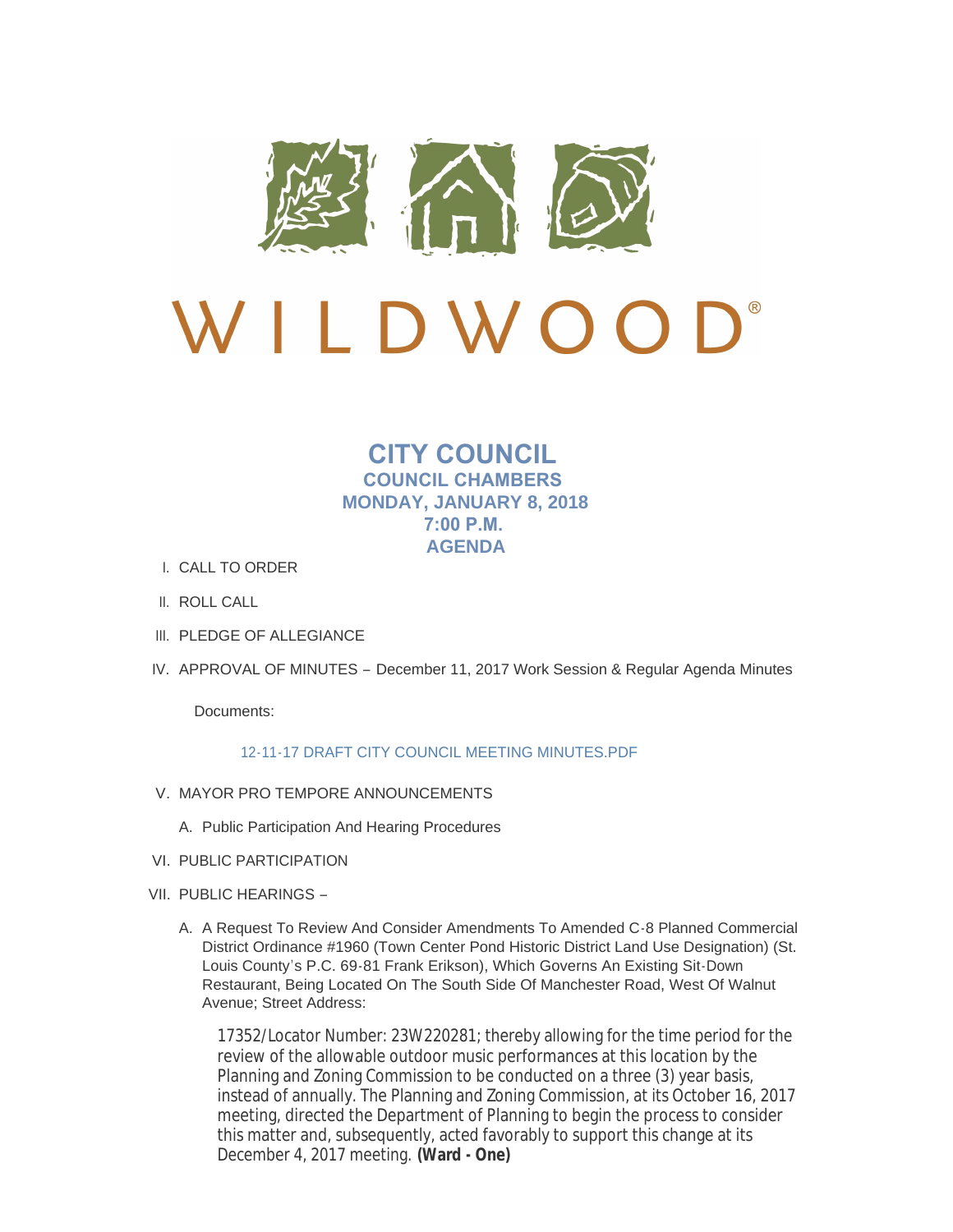# WILDWOOD®

## CITY COUNCIL
### COUNCIL CHAMBERS
### MONDAY, JANUARY 8, 2018
### 7:00 P.M.
### AGENDA

I. CALL TO ORDER

II. ROLL CALL

III. PLEDGE OF ALLEGIANCE

IV. APPROVAL OF MINUTES – December 11, 2017 Work Session & Regular Agenda Minutes

   Documents:

   12-11-17 DRAFT CITY COUNCIL MEETING MINUTES.PDF

V. MAYOR PRO TEMPORE ANNOUNCEMENTS

   A. Public Participation And Hearing Procedures

VI. PUBLIC PARTICIPATION

VII. PUBLIC HEARINGS –

   A. A Request To Review And Consider Amendments To Amended C-8 Planned Commercial District Ordinance #1960 (Town Center Pond Historic District Land Use Designation) (St. Louis County's P.C. 69-81 Frank Erikson), Which Governs An Existing Sit-Down Restaurant, Being Located On The South Side Of Manchester Road, West Of Walnut Avenue; Street Address:

   17352/Locator Number: 23W220281; thereby allowing for the time period for the review of the allowable outdoor music performances at this location by the Planning and Zoning Commission to be conducted on a three (3) year basis, instead of annually. The Planning and Zoning Commission, at its October 16, 2017 meeting, directed the Department of Planning to begin the process to consider this matter and, subsequently, acted favorably to support this change at its December 4, 2017 meeting. **(Ward - One)**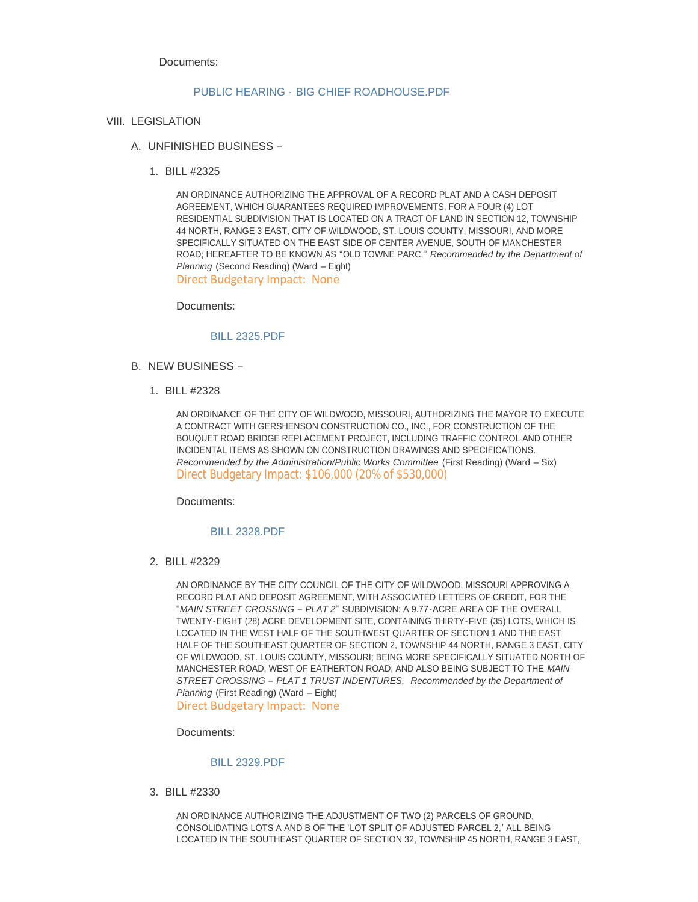Documents:

PUBLIC HEARING - BIG CHIEF ROADHOUSE.PDF

## VIII. LEGISLATION

### A. UNFINISHED BUSINESS –

1. BILL #2325

   AN ORDINANCE AUTHORIZING THE APPROVAL OF A RECORD PLAT AND A CASH DEPOSIT AGREEMENT, WHICH GUARANTEES REQUIRED IMPROVEMENTS, FOR A FOUR (4) LOT RESIDENTIAL SUBDIVISION THAT IS LOCATED ON A TRACT OF LAND IN SECTION 12, TOWNSHIP 44 NORTH, RANGE 3 EAST, CITY OF WILDWOOD, ST. LOUIS COUNTY, MISSOURI, AND MORE SPECIFICALLY SITUATED ON THE EAST SIDE OF CENTER AVENUE, SOUTH OF MANCHESTER ROAD; HEREAFTER TO BE KNOWN AS "OLD TOWNE PARC." *Recommended by the Department of Planning* (Second Reading) (Ward – Eight)
   Direct Budgetary Impact: None

   Documents:

   BILL 2325.PDF

### B. NEW BUSINESS –

1. BILL #2328

   AN ORDINANCE OF THE CITY OF WILDWOOD, MISSOURI, AUTHORIZING THE MAYOR TO EXECUTE A CONTRACT WITH GERSHENSON CONSTRUCTION CO., INC., FOR CONSTRUCTION OF THE BOUQUET ROAD BRIDGE REPLACEMENT PROJECT, INCLUDING TRAFFIC CONTROL AND OTHER INCIDENTAL ITEMS AS SHOWN ON CONSTRUCTION DRAWINGS AND SPECIFICATIONS. *Recommended by the Administration/Public Works Committee* (First Reading) (Ward – Six)
   Direct Budgetary Impact: $106,000 (20% of $530,000)

   Documents:

   BILL 2328.PDF

2. BILL #2329

   AN ORDINANCE BY THE CITY COUNCIL OF THE CITY OF WILDWOOD, MISSOURI APPROVING A RECORD PLAT AND DEPOSIT AGREEMENT, WITH ASSOCIATED LETTERS OF CREDIT, FOR THE "*MAIN STREET CROSSING – PLAT 2*" SUBDIVISION; A 9.77-ACRE AREA OF THE OVERALL TWENTY-EIGHT (28) ACRE DEVELOPMENT SITE, CONTAINING THIRTY-FIVE (35) LOTS, WHICH IS LOCATED IN THE WEST HALF OF THE SOUTHWEST QUARTER OF SECTION 1 AND THE EAST HALF OF THE SOUTHEAST QUARTER OF SECTION 2, TOWNSHIP 44 NORTH, RANGE 3 EAST, CITY OF WILDWOOD, ST. LOUIS COUNTY, MISSOURI; BEING MORE SPECIFICALLY SITUATED NORTH OF MANCHESTER ROAD, WEST OF EATHERTON ROAD; AND ALSO BEING SUBJECT TO THE *MAIN STREET CROSSING – PLAT 1 TRUST INDENTURES. Recommended by the Department of Planning* (First Reading) (Ward – Eight)
   Direct Budgetary Impact: None

   Documents:

   BILL 2329.PDF

3. BILL #2330

   AN ORDINANCE AUTHORIZING THE ADJUSTMENT OF TWO (2) PARCELS OF GROUND, CONSOLIDATING LOTS A AND B OF THE 'LOT SPLIT OF ADJUSTED PARCEL 2,' ALL BEING LOCATED IN THE SOUTHEAST QUARTER OF SECTION 32, TOWNSHIP 45 NORTH, RANGE 3 EAST,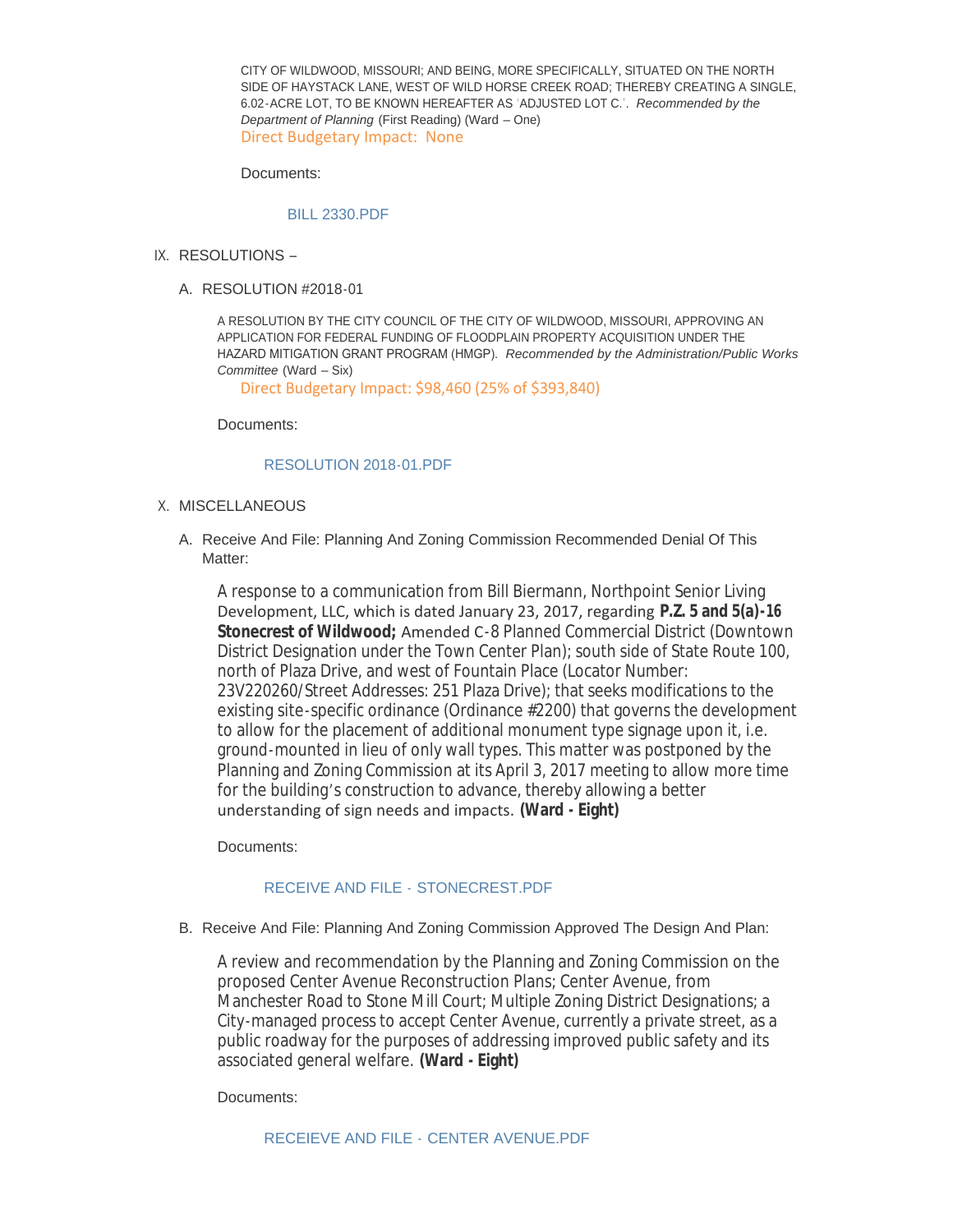CITY OF WILDWOOD, MISSOURI; AND BEING, MORE SPECIFICALLY, SITUATED ON THE NORTH SIDE OF HAYSTACK LANE, WEST OF WILD HORSE CREEK ROAD; THEREBY CREATING A SINGLE, 6.02-ACRE LOT, TO BE KNOWN HEREAFTER AS 'ADJUSTED LOT C.'. *Recommended by the Department of Planning* (First Reading) (Ward – One)
Direct Budgetary Impact: None

Documents:

BILL 2330.PDF

IX. RESOLUTIONS –

A. RESOLUTION #2018-01

A RESOLUTION BY THE CITY COUNCIL OF THE CITY OF WILDWOOD, MISSOURI, APPROVING AN APPLICATION FOR FEDERAL FUNDING OF FLOODPLAIN PROPERTY ACQUISITION UNDER THE HAZARD MITIGATION GRANT PROGRAM (HMGP). *Recommended by the Administration/Public Works Committee* (Ward – Six)
Direct Budgetary Impact: $98,460 (25% of $393,840)

Documents:

RESOLUTION 2018-01.PDF

X. MISCELLANEOUS

A. Receive And File: Planning And Zoning Commission Recommended Denial Of This Matter:

A response to a communication from Bill Biermann, Northpoint Senior Living Development, LLC, which is dated January 23, 2017, regarding **P.Z. 5 and 5(a)-16 Stonecrest of Wildwood;** Amended C-8 Planned Commercial District (Downtown District Designation under the Town Center Plan); south side of State Route 100, north of Plaza Drive, and west of Fountain Place (Locator Number: 23V220260/Street Addresses: 251 Plaza Drive); that seeks modifications to the existing site-specific ordinance (Ordinance #2200) that governs the development to allow for the placement of additional monument type signage upon it, i.e. ground-mounted in lieu of only wall types. This matter was postponed by the Planning and Zoning Commission at its April 3, 2017 meeting to allow more time for the building's construction to advance, thereby allowing a better understanding of sign needs and impacts. **(Ward - Eight)**

Documents:

RECEIVE AND FILE - STONECREST.PDF

B. Receive And File: Planning And Zoning Commission Approved The Design And Plan:

A review and recommendation by the Planning and Zoning Commission on the proposed Center Avenue Reconstruction Plans; Center Avenue, from Manchester Road to Stone Mill Court; Multiple Zoning District Designations; a City-managed process to accept Center Avenue, currently a private street, as a public roadway for the purposes of addressing improved public safety and its associated general welfare. **(Ward - Eight)**

Documents:

RECEIEVE AND FILE - CENTER AVENUE.PDF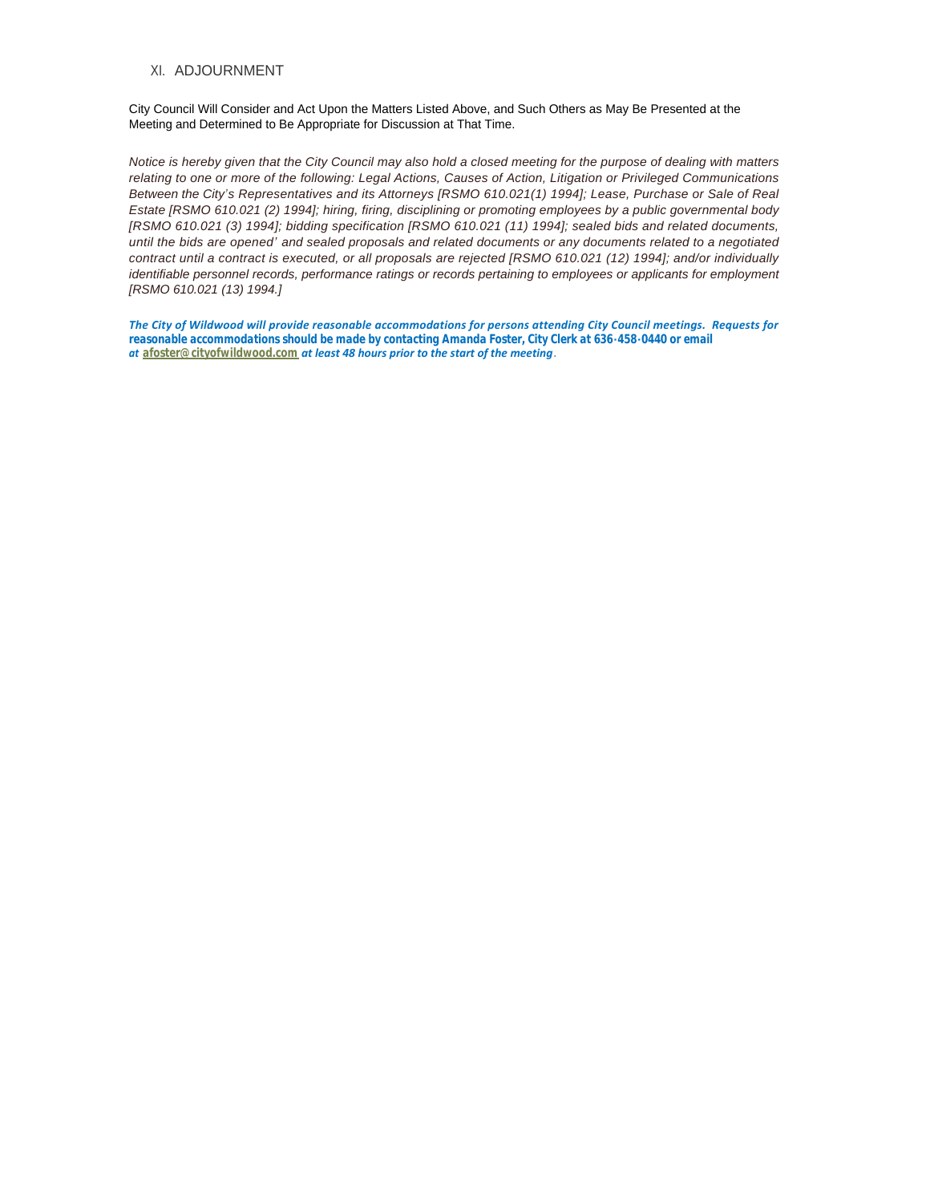## XI. ADJOURNMENT

City Council Will Consider and Act Upon the Matters Listed Above, and Such Others as May Be Presented at the Meeting and Determined to Be Appropriate for Discussion at That Time.

*Notice is hereby given that the City Council may also hold a closed meeting for the purpose of dealing with matters relating to one or more of the following: Legal Actions, Causes of Action, Litigation or Privileged Communications Between the City's Representatives and its Attorneys [RSMO 610.021(1) 1994]; Lease, Purchase or Sale of Real Estate [RSMO 610.021 (2) 1994]; hiring, firing, disciplining or promoting employees by a public governmental body [RSMO 610.021 (3) 1994]; bidding specification [RSMO 610.021 (11) 1994]; sealed bids and related documents, until the bids are opened' and sealed proposals and related documents or any documents related to a negotiated contract until a contract is executed, or all proposals are rejected [RSMO 610.021 (12) 1994]; and/or individually identifiable personnel records, performance ratings or records pertaining to employees or applicants for employment [RSMO 610.021 (13) 1994.]*

***The City of Wildwood will provide reasonable accommodations for persons attending City Council meetings. Requests for reasonable accommodations should be made by contacting Amanda Foster, City Clerk at 636-458-0440 or email at afoster@cityofwildwood.com at least 48 hours prior to the start of the meeting.***